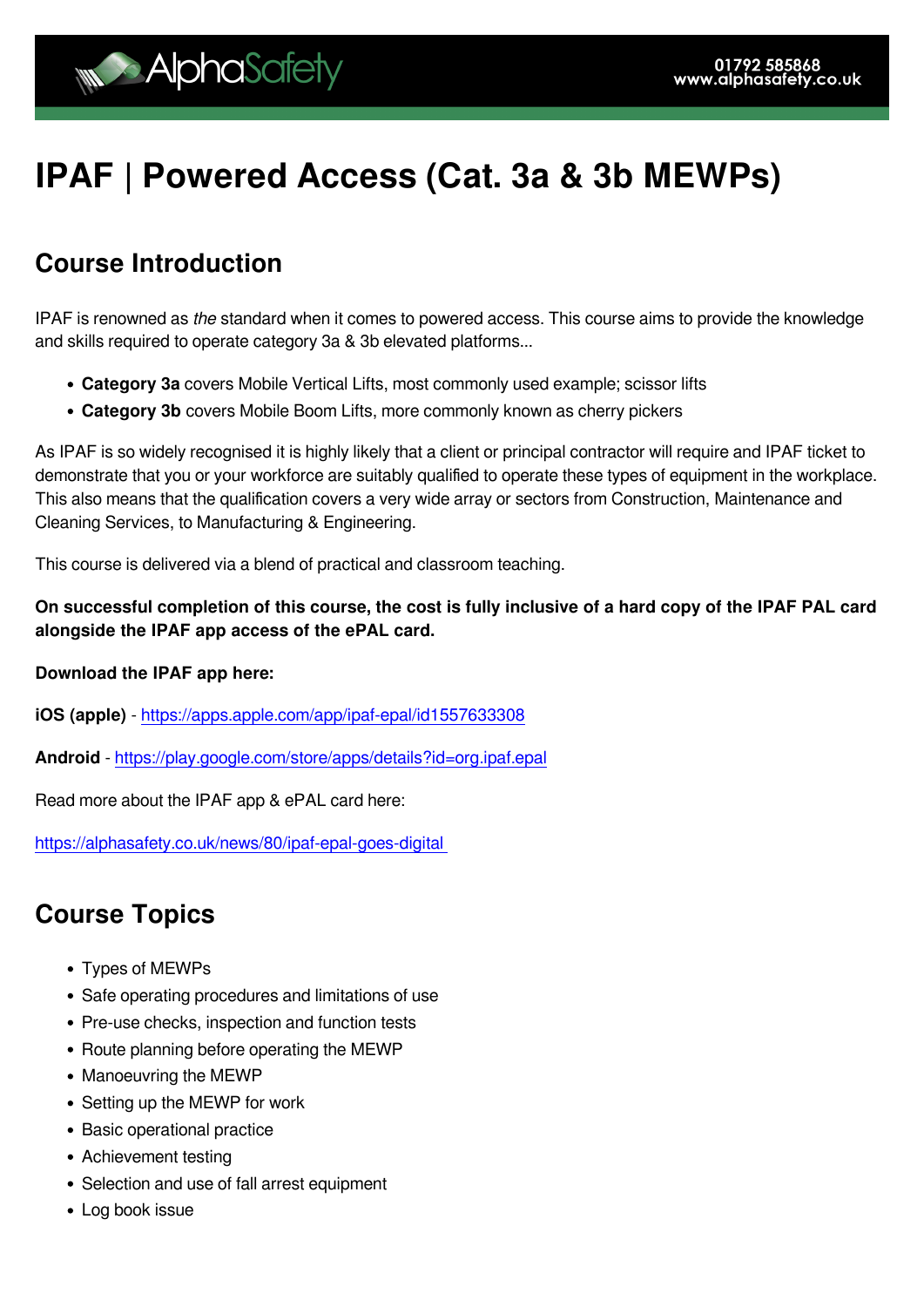# IPAF | Powered Access (Cat. 3a & 3b MEWPs)

## Course Introduction

IPAF is renowned as *the* standard when it comes to powered access. This course aims to provide the knowledge and skills required to operate category 3a & 3b elevated platforms...

- **Category 3a** covers Mobile Vertical Lifts, most commonly used example; scissor lifts
- **Category 3b** covers Mobile Boom Lifts, more commonly known as cherry pickers

As IPAF is so widely recognised it is highly likely that a client or principal contractor will require and IPAF ticket to demonstrate that you or your workforce are suitably qualified to operate these types of equipment in the workplace. This also means that the qualification covers a very wide array or sectors from Construction, Maintenance and Cleaning Services, to Manufacturing & Engineering.

This course is delivered via a blend of practical and classroom teaching.

**On successful completion of this course, the cost is fully inclusive of a hard copy of the IPAF PAL card alongside the IPAF app access of the ePAL card.**

**Download the IPAF app here:**

**iOS (apple)** - https://apps.apple.com/app/ipaf-epal/id1557633308

**Android** - https://play.google.com/store/apps/details?id=org.ipaf.epal

Read more about the IPAF app & ePAL card here:

https://alphasafety.co.uk/news/80/ipaf-epal-goes-digital

## Course Topics

- Types of MEWPs
- Safe operating procedures and limitations of use
- Pre-use checks, inspection and function tests
- Route planning before operating the MEWP
- Manoeuvring the MEWP
- Setting up the MEWP for work
- Basic operational practice
- Achievement testing
- Selection and use of fall arrest equipment
- Log book issue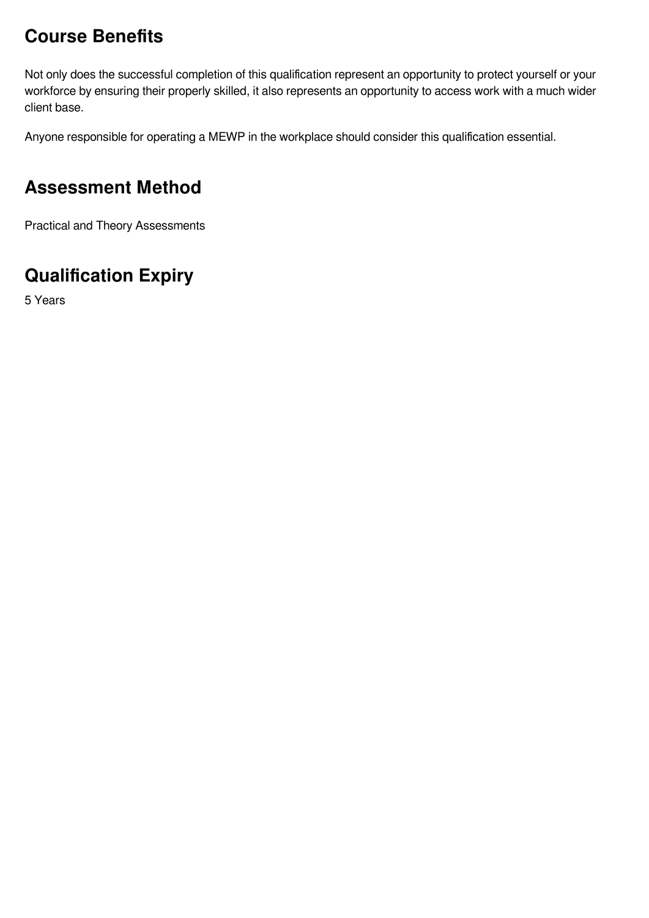## Course Benefits

Not only does the successful completion of this qualification represent an opportunity to protect yourself or your workforce by ensuring their properly skilled, it also represents an opportunity to access work with a much wider client base.

Anyone responsible for operating a MEWP in the workplace should consider this qualification essential.

## Assessment Method

Practical and Theory Assessments

## Qualification Expiry

5 Years